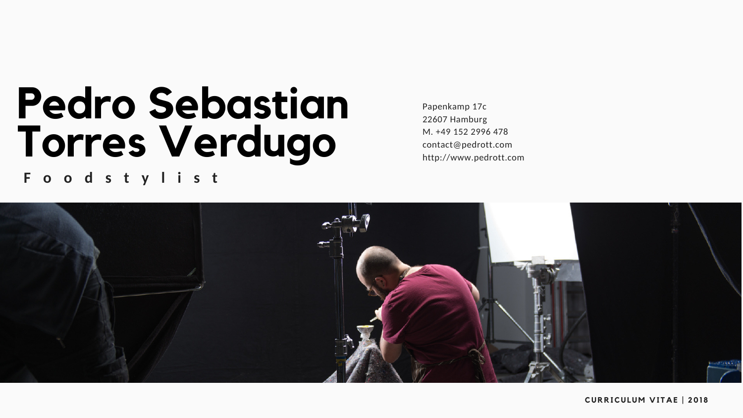# Pedro Sebastian Torres Verdugo

**F o o d s t y l i s t**

Papenkamp 17c
22607 Hamburg
M. +49 152 2996 478
contact@pedrott.com
http://www.pedrott.com

**CURRICULUM VITAE | 2018**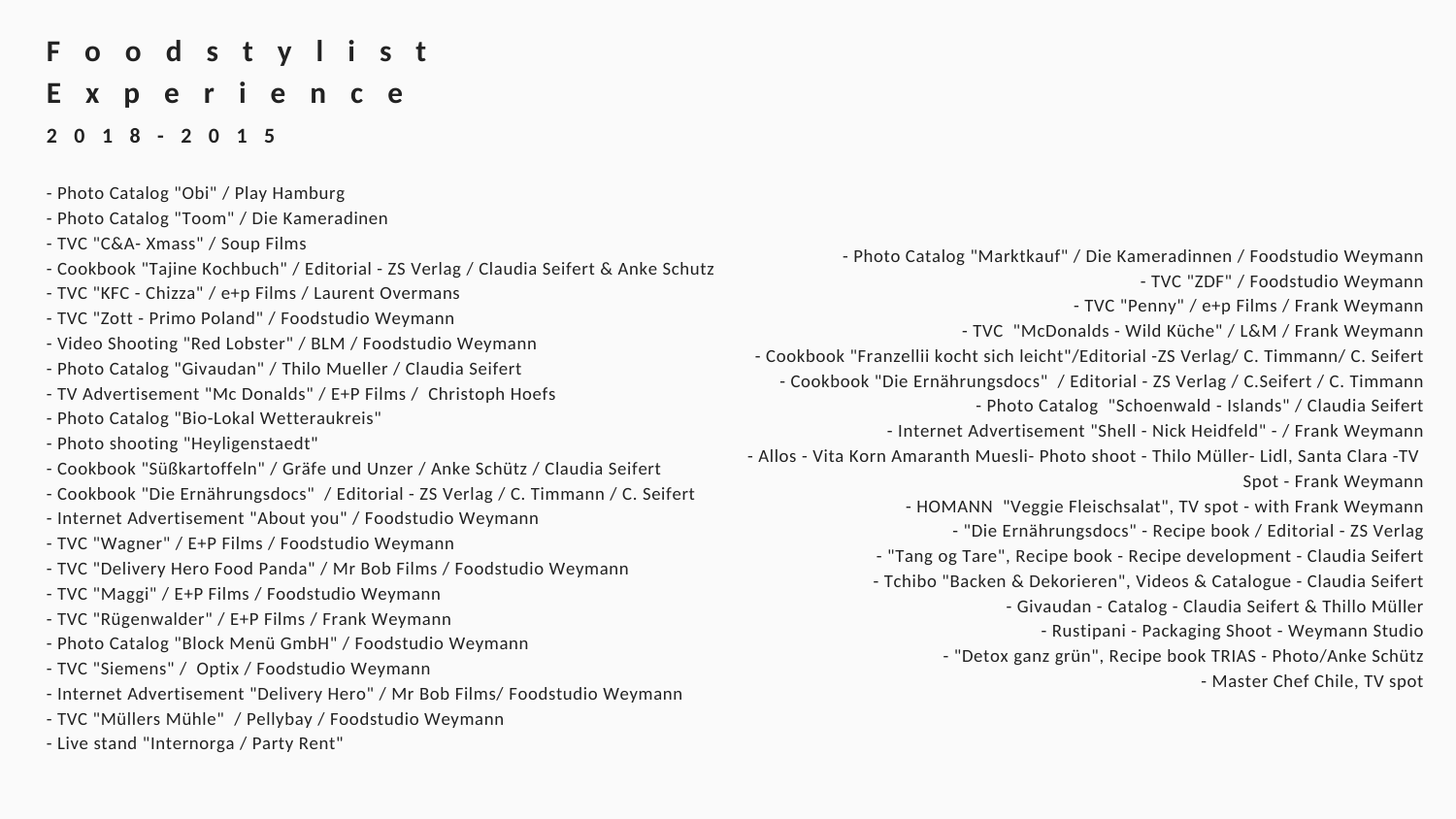# Foodstylist Experience

### 2018 - 2015

- Photo Catalog "Obi" / Play Hamburg
- Photo Catalog "Toom" / Die Kameradinen
- TVC "C&A- Xmass" / Soup Films
- Cookbook "Tajine Kochbuch" / Editorial - ZS Verlag / Claudia Seifert & Anke Schutz
- TVC "KFC - Chizza" / e+p Films / Laurent Overmans
- TVC "Zott - Primo Poland" / Foodstudio Weymann
- Video Shooting "Red Lobster" / BLM / Foodstudio Weymann
- Photo Catalog "Givaudan" / Thilo Mueller / Claudia Seifert
- TV Advertisement "Mc Donalds" / E+P Films / Christoph Hoefs
- Photo Catalog "Bio-Lokal Wetteraukreis"
- Photo shooting "Heyligenstaedt"
- Cookbook "Süßkartoffeln" / Gräfe und Unzer / Anke Schütz / Claudia Seifert
- Cookbook "Die Ernährungsdocs" / Editorial - ZS Verlag / C. Timmann / C. Seifert
- Internet Advertisement "About you" / Foodstudio Weymann
- TVC "Wagner" / E+P Films / Foodstudio Weymann
- TVC "Delivery Hero Food Panda" / Mr Bob Films / Foodstudio Weymann
- TVC "Maggi" / E+P Films / Foodstudio Weymann
- TVC "Rügenwalder" / E+P Films / Frank Weymann
- Photo Catalog "Block Menü GmbH" / Foodstudio Weymann
- TVC "Siemens" / Optix / Foodstudio Weymann
- Internet Advertisement "Delivery Hero" / Mr Bob Films/ Foodstudio Weymann
- TVC "Müllers Mühle" / Pellybay / Foodstudio Weymann
- Live stand "Internorga / Party Rent"
- Photo Catalog "Marktkauf" / Die Kameradinnen / Foodstudio Weymann
- TVC "ZDF" / Foodstudio Weymann
- TVC "Penny" / e+p Films / Frank Weymann
- TVC "McDonalds - Wild Küche" / L&M / Frank Weymann
- Cookbook "Franzellii kocht sich leicht"/Editorial -ZS Verlag/ C. Timmann/ C. Seifert
- Cookbook "Die Ernährungsdocs" / Editorial - ZS Verlag / C.Seifert / C. Timmann
- Photo Catalog "Schoenwald - Islands" / Claudia Seifert
- Internet Advertisement "Shell - Nick Heidfeld" - / Frank Weymann
- Allos - Vita Korn Amaranth Muesli- Photo shoot - Thilo Müller- Lidl, Santa Clara -TV Spot - Frank Weymann
- HOMANN "Veggie Fleischsalat", TV spot - with Frank Weymann
- "Die Ernährungsdocs" - Recipe book / Editorial - ZS Verlag
- "Tang og Tare", Recipe book - Recipe development - Claudia Seifert
- Tchibo "Backen & Dekorieren", Videos & Catalogue - Claudia Seifert
- Givaudan - Catalog - Claudia Seifert & Thillo Müller
- Rustipani - Packaging Shoot - Weymann Studio
- "Detox ganz grün", Recipe book TRIAS - Photo/Anke Schütz
- Master Chef Chile, TV spot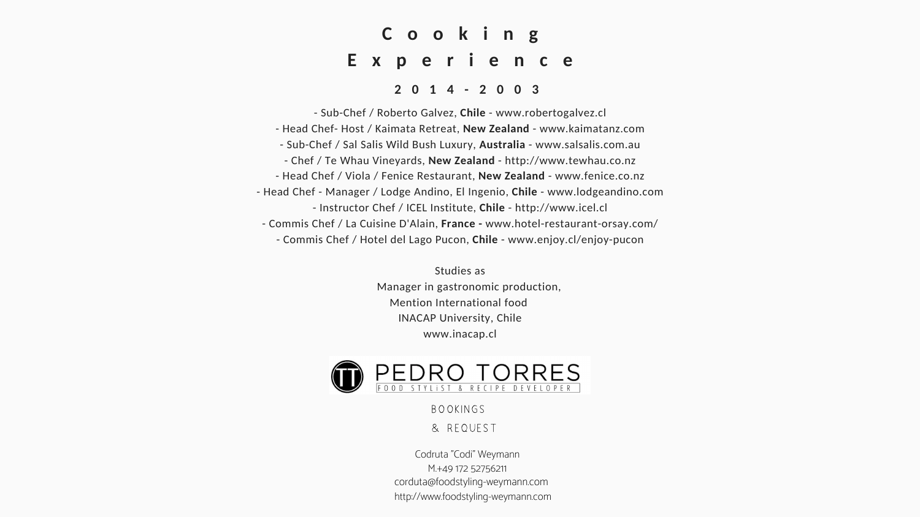# Cooking Experience

## 2014 - 2003

- Sub-Chef / Roberto Galvez, **Chile** - www.robertogalvez.cl
- Head Chef- Host / Kaimata Retreat, **New Zealand** - www.kaimatanz.com
- Sub-Chef / Sal Salis Wild Bush Luxury, **Australia** - www.salsalis.com.au
- Chef / Te Whau Vineyards, **New Zealand** - http://www.tewhau.co.nz
- Head Chef / Viola / Fenice Restaurant, **New Zealand** - www.fenice.co.nz
- Head Chef - Manager / Lodge Andino, El Ingenio, **Chile** - www.lodgeandino.com
- Instructor Chef / ICEL Institute, **Chile** - http://www.icel.cl
- Commis Chef / La Cuisine D'Alain, **France -** www.hotel-restaurant-orsay.com/
- Commis Chef / Hotel del Lago Pucon, **Chile** - www.enjoy.cl/enjoy-pucon

Studies as
Manager in gastronomic production,
Mention International food
INACAP University, Chile
www.inacap.cl

PEDRO TORRES
FOOD STYLIST & RECIPE DEVELOPER

BOOKINGS
& REQUEST

Codruta "Codi" Weymann
M.+49 172 52756211
corduta@foodstyling-weymann.com
http://www.foodstyling-weymann.com